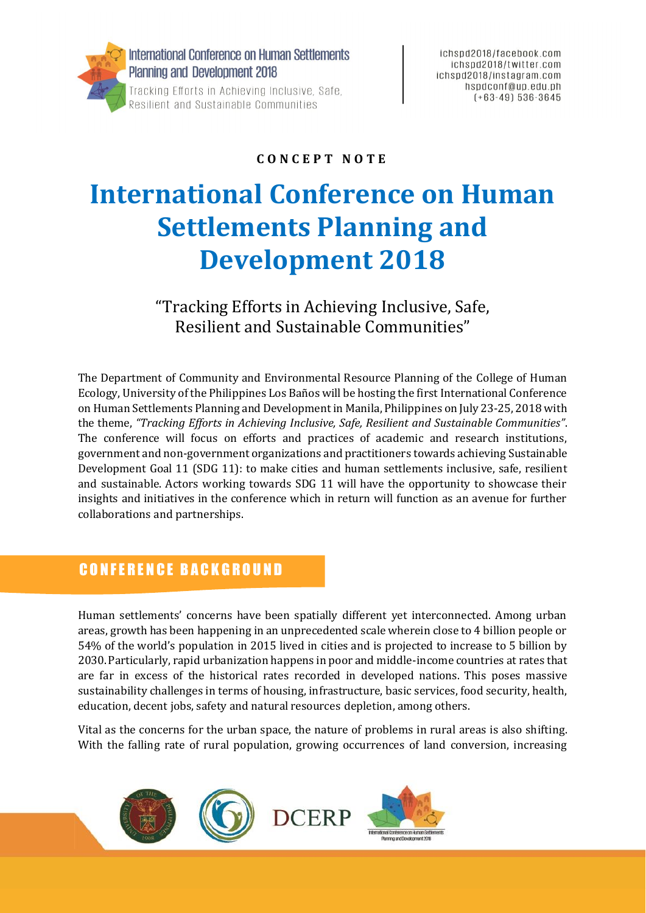International Conference on Human Settlements Planning and Development 2018
Tracking Efforts in Achieving Inclusive, Safe, Resilient and Sustainable Communities

ichspd2018/facebook.com
ichspd2018/twitter.com
ichspd2018/instagram.com
hspdconf@up.edu.ph
(+63-49) 536-3645

**CONCEPT NOTE**

# International Conference on Human Settlements Planning and Development 2018

“Tracking Efforts in Achieving Inclusive, Safe, Resilient and Sustainable Communities”

The Department of Community and Environmental Resource Planning of the College of Human Ecology, University of the Philippines Los Baños will be hosting the first International Conference on Human Settlements Planning and Development in Manila, Philippines on July 23-25, 2018 with the theme, *“Tracking Efforts in Achieving Inclusive, Safe, Resilient and Sustainable Communities”*. The conference will focus on efforts and practices of academic and research institutions, government and non-government organizations and practitioners towards achieving Sustainable Development Goal 11 (SDG 11): to make cities and human settlements inclusive, safe, resilient and sustainable. Actors working towards SDG 11 will have the opportunity to showcase their insights and initiatives in the conference which in return will function as an avenue for further collaborations and partnerships.

## CONFERENCE BACKGROUND

Human settlements' concerns have been spatially different yet interconnected. Among urban areas, growth has been happening in an unprecedented scale wherein close to 4 billion people or 54% of the world's population in 2015 lived in cities and is projected to increase to 5 billion by 2030. Particularly, rapid urbanization happens in poor and middle-income countries at rates that are far in excess of the historical rates recorded in developed nations. This poses massive sustainability challenges in terms of housing, infrastructure, basic services, food security, health, education, decent jobs, safety and natural resources depletion, among others.

Vital as the concerns for the urban space, the nature of problems in rural areas is also shifting. With the falling rate of rural population, growing occurrences of land conversion, increasing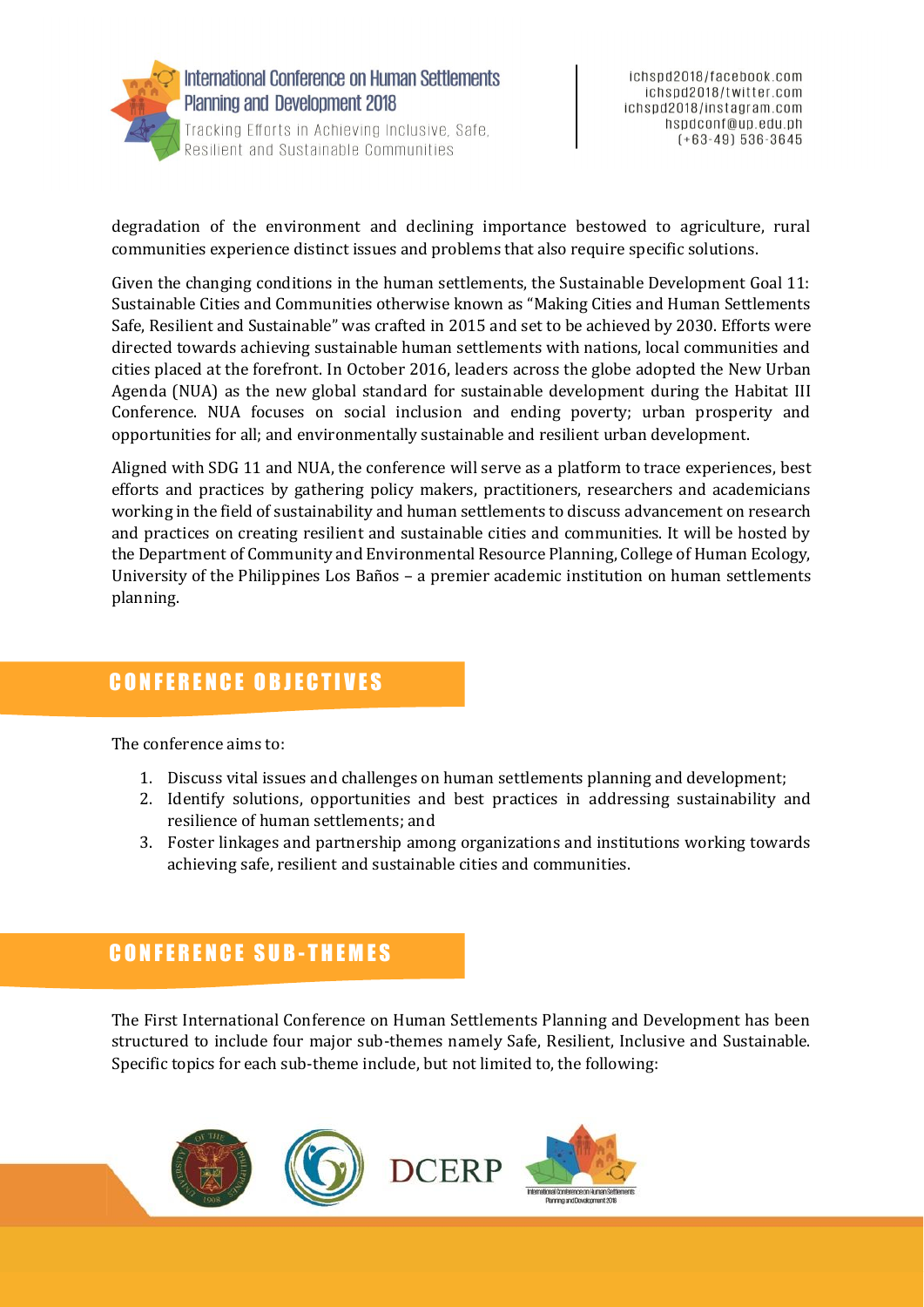degradation of the environment and declining importance bestowed to agriculture, rural communities experience distinct issues and problems that also require specific solutions.

Given the changing conditions in the human settlements, the Sustainable Development Goal 11: Sustainable Cities and Communities otherwise known as "Making Cities and Human Settlements Safe, Resilient and Sustainable" was crafted in 2015 and set to be achieved by 2030. Efforts were directed towards achieving sustainable human settlements with nations, local communities and cities placed at the forefront. In October 2016, leaders across the globe adopted the New Urban Agenda (NUA) as the new global standard for sustainable development during the Habitat III Conference. NUA focuses on social inclusion and ending poverty; urban prosperity and opportunities for all; and environmentally sustainable and resilient urban development.

Aligned with SDG 11 and NUA, the conference will serve as a platform to trace experiences, best efforts and practices by gathering policy makers, practitioners, researchers and academicians working in the field of sustainability and human settlements to discuss advancement on research and practices on creating resilient and sustainable cities and communities. It will be hosted by the Department of Community and Environmental Resource Planning, College of Human Ecology, University of the Philippines Los Baños – a premier academic institution on human settlements planning.

## CONFERENCE OBJECTIVES

The conference aims to:

1. Discuss vital issues and challenges on human settlements planning and development;
2. Identify solutions, opportunities and best practices in addressing sustainability and resilience of human settlements; and
3. Foster linkages and partnership among organizations and institutions working towards achieving safe, resilient and sustainable cities and communities.

## CONFERENCE SUB-THEMES

The First International Conference on Human Settlements Planning and Development has been structured to include four major sub-themes namely Safe, Resilient, Inclusive and Sustainable. Specific topics for each sub-theme include, but not limited to, the following: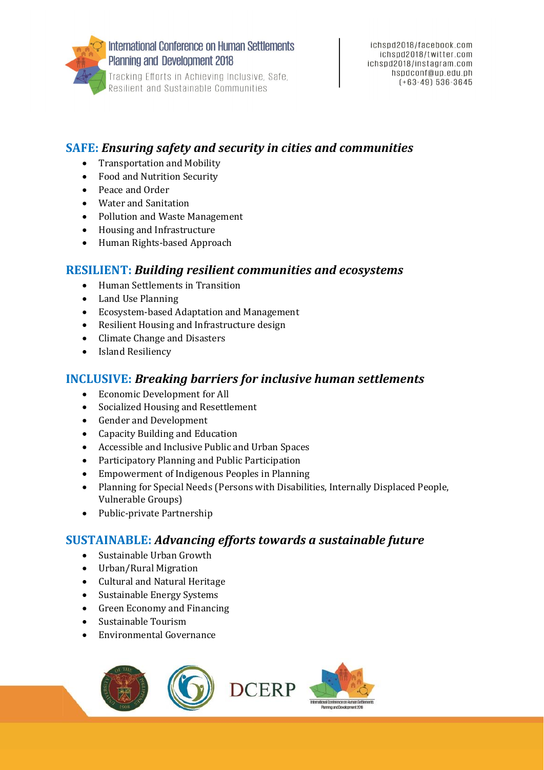## **SAFE:** *Ensuring safety and security in cities and communities*

- Transportation and Mobility
- Food and Nutrition Security
- Peace and Order
- Water and Sanitation
- Pollution and Waste Management
- Housing and Infrastructure
- Human Rights-based Approach

## **RESILIENT:** *Building resilient communities and ecosystems*

- Human Settlements in Transition
- Land Use Planning
- Ecosystem-based Adaptation and Management
- Resilient Housing and Infrastructure design
- Climate Change and Disasters
- Island Resiliency

## **INCLUSIVE:** *Breaking barriers for inclusive human settlements*

- Economic Development for All
- Socialized Housing and Resettlement
- Gender and Development
- Capacity Building and Education
- Accessible and Inclusive Public and Urban Spaces
- Participatory Planning and Public Participation
- Empowerment of Indigenous Peoples in Planning
- Planning for Special Needs (Persons with Disabilities, Internally Displaced People, Vulnerable Groups)
- Public-private Partnership

## **SUSTAINABLE:** *Advancing efforts towards a sustainable future*

- Sustainable Urban Growth
- Urban/Rural Migration
- Cultural and Natural Heritage
- Sustainable Energy Systems
- Green Economy and Financing
- Sustainable Tourism
- Environmental Governance